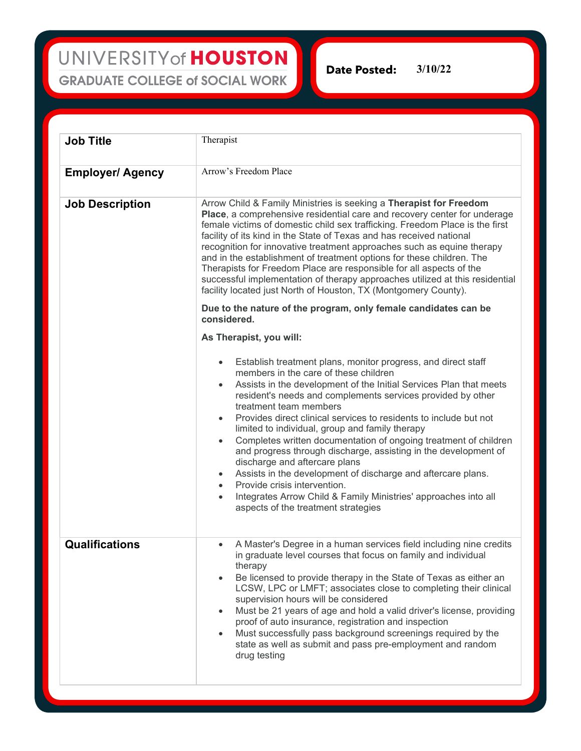UNIVERSITY of HOUSTON
GRADUATE COLLEGE of SOCIAL WORK

**Date Posted:** 3/10/22

| | |
|---|---|
| **Job Title** | Therapist |
| **Employer/ Agency** | Arrow's Freedom Place |
| **Job Description** | Arrow Child & Family Ministries is seeking a **Therapist for Freedom Place**, a comprehensive residential care and recovery center for underage female victims of domestic child sex trafficking. Freedom Place is the first facility of its kind in the State of Texas and has received national recognition for innovative treatment approaches such as equine therapy and in the establishment of treatment options for these children. The Therapists for Freedom Place are responsible for all aspects of the successful implementation of therapy approaches utilized at this residential facility located just North of Houston, TX (Montgomery County).<br><br>**Due to the nature of the program, only female candidates can be considered.**<br><br>**As Therapist, you will:**<br><br>• Establish treatment plans, monitor progress, and direct staff members in the care of these children<br>• Assists in the development of the Initial Services Plan that meets resident's needs and complements services provided by other treatment team members<br>• Provides direct clinical services to residents to include but not limited to individual, group and family therapy<br>• Completes written documentation of ongoing treatment of children and progress through discharge, assisting in the development of discharge and aftercare plans<br>• Assists in the development of discharge and aftercare plans.<br>• Provide crisis intervention.<br>• Integrates Arrow Child & Family Ministries' approaches into all aspects of the treatment strategies |
| **Qualifications** | • A Master's Degree in a human services field including nine credits in graduate level courses that focus on family and individual therapy<br>• Be licensed to provide therapy in the State of Texas as either an LCSW, LPC or LMFT; associates close to completing their clinical supervision hours will be considered<br>• Must be 21 years of age and hold a valid driver's license, providing proof of auto insurance, registration and inspection<br>• Must successfully pass background screenings required by the state as well as submit and pass pre-employment and random drug testing |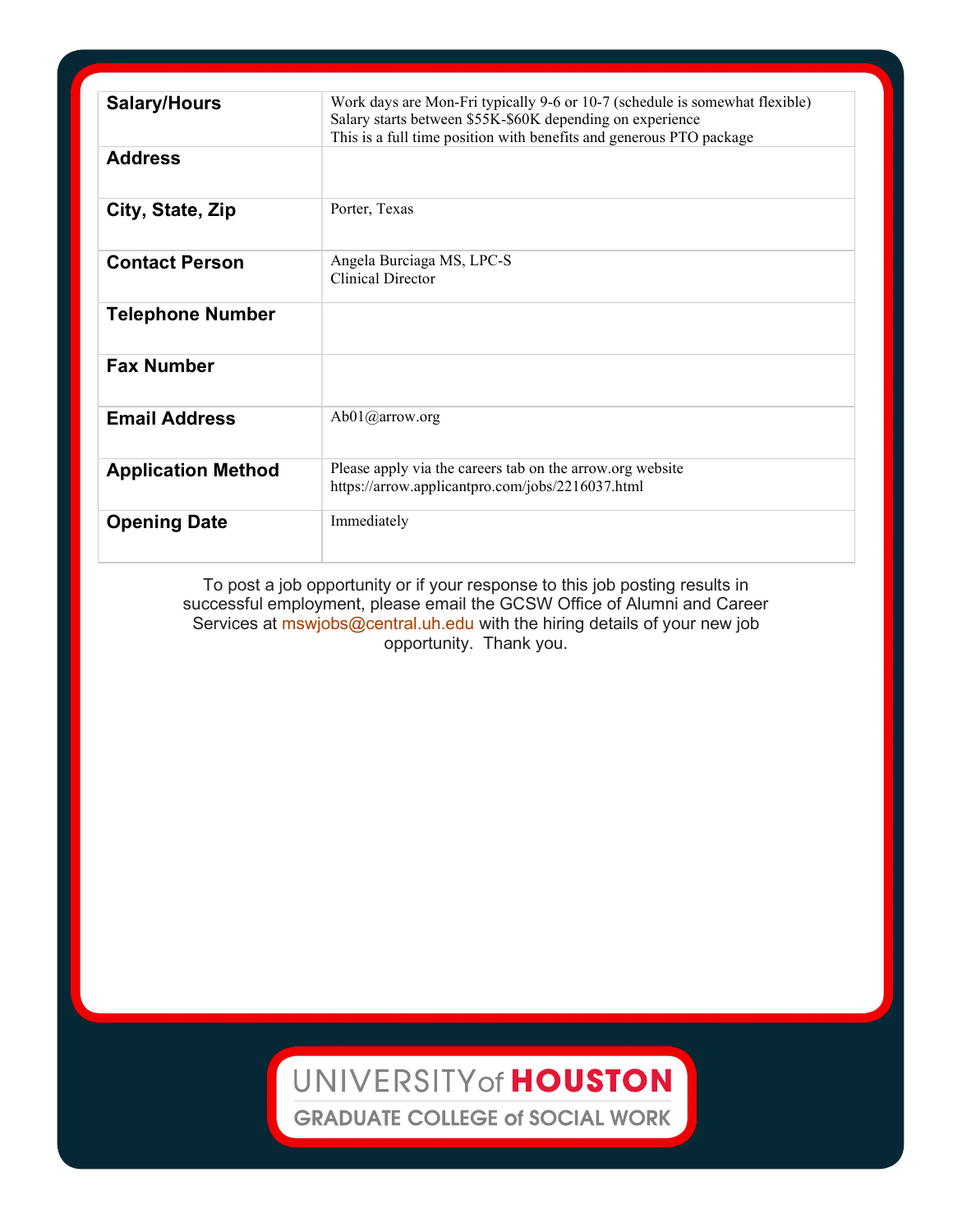| | |
|---|---|
| **Salary/Hours** | Work days are Mon-Fri typically 9-6 or 10-7 (schedule is somewhat flexible)<br>Salary starts between $55K-$60K depending on experience<br>This is a full time position with benefits and generous PTO package |
| **Address** | |
| **City, State, Zip** | Porter, Texas |
| **Contact Person** | Angela Burciaga MS, LPC-S<br>Clinical Director |
| **Telephone Number** | |
| **Fax Number** | |
| **Email Address** | Ab01@arrow.org |
| **Application Method** | Please apply via the careers tab on the arrow.org website<br>https://arrow.applicantpro.com/jobs/2216037.html |
| **Opening Date** | Immediately |

To post a job opportunity or if your response to this job posting results in successful employment, please email the GCSW Office of Alumni and Career Services at mswjobs@central.uh.edu with the hiring details of your new job opportunity. Thank you.

UNIVERSITY of HOUSTON
GRADUATE COLLEGE of SOCIAL WORK